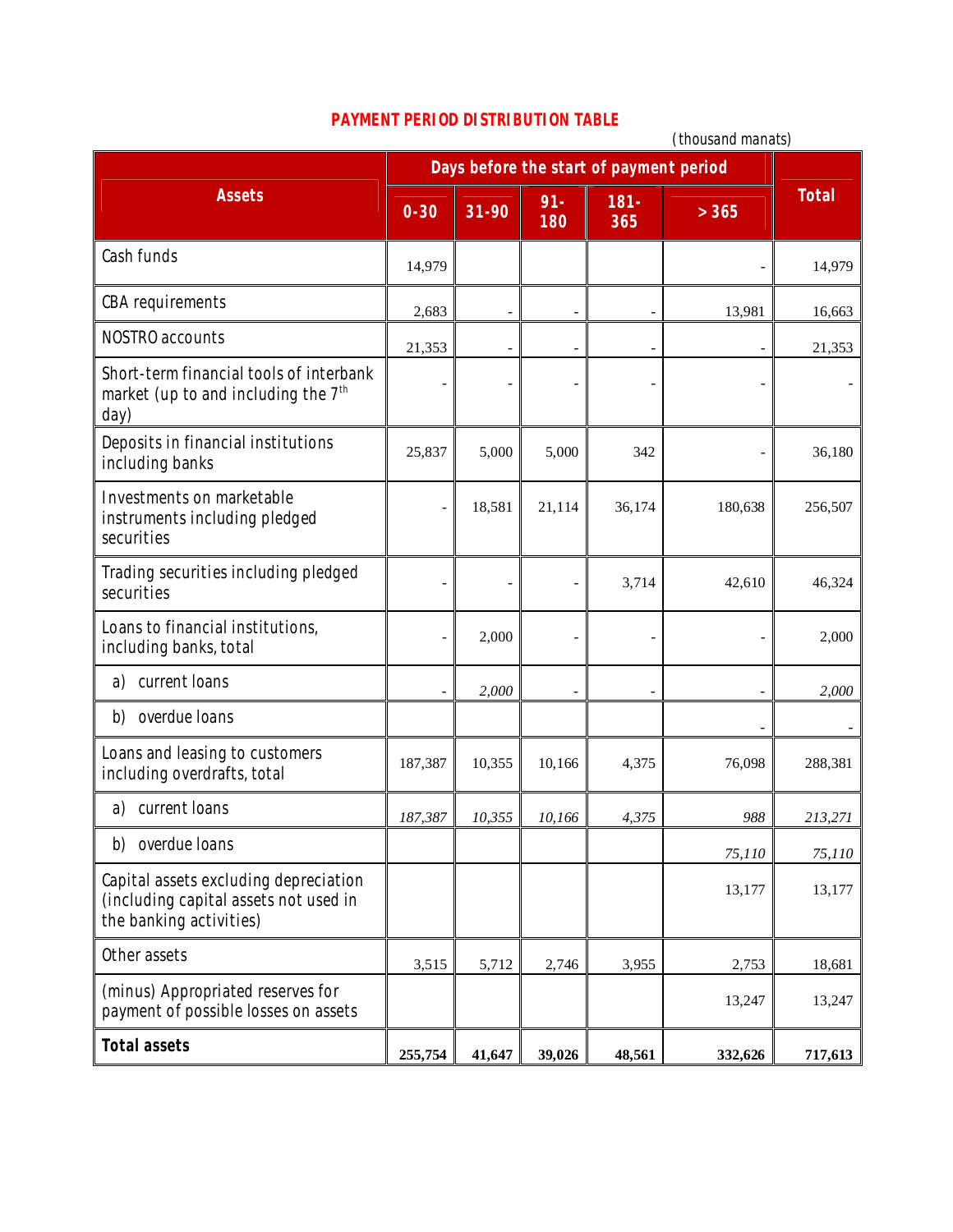## PAYMENT PERIOD DISTRIBUTION TABLE

(thousand manats)

| Assets | Days before the start of payment period | | | | | Total |
|---|---|---|---|---|---|---|
| | 0-30 | 31-90 | 91-180 | 181-365 | > 365 | |
| Cash funds | 14,979 | | | | - | 14,979 |
| CBA requirements | 2,683 | - | - | - | 13,981 | 16,663 |
| NOSTRO accounts | 21,353 | - | - | - | - | 21,353 |
| Short-term financial tools of interbank market (up to and including the 7th day) | - | - | - | - | - | - |
| Deposits in financial institutions including banks | 25,837 | 5,000 | 5,000 | 342 | - | 36,180 |
| Investments on marketable instruments including pledged securities | - | 18,581 | 21,114 | 36,174 | 180,638 | 256,507 |
| Trading securities including pledged securities | - | - | - | 3,714 | 42,610 | 46,324 |
| Loans to financial institutions, including banks, total | - | 2,000 | - | - | - | 2,000 |
| a) current loans | - | *2,000* | - | - | - | *2,000* |
| b) overdue loans | | | | | - | - |
| Loans and leasing to customers including overdrafts, total | 187,387 | 10,355 | 10,166 | 4,375 | 76,098 | 288,381 |
| a) current loans | *187,387* | *10,355* | *10,166* | *4,375* | *988* | *213,271* |
| b) overdue loans | | | | | *75,110* | *75,110* |
| Capital assets excluding depreciation (including capital assets not used in the banking activities) | | | | | 13,177 | 13,177 |
| Other assets | 3,515 | 5,712 | 2,746 | 3,955 | 2,753 | 18,681 |
| (minus) Appropriated reserves for payment of possible losses on assets | | | | | 13,247 | 13,247 |
| **Total assets** | **255,754** | **41,647** | **39,026** | **48,561** | **332,626** | **717,613** |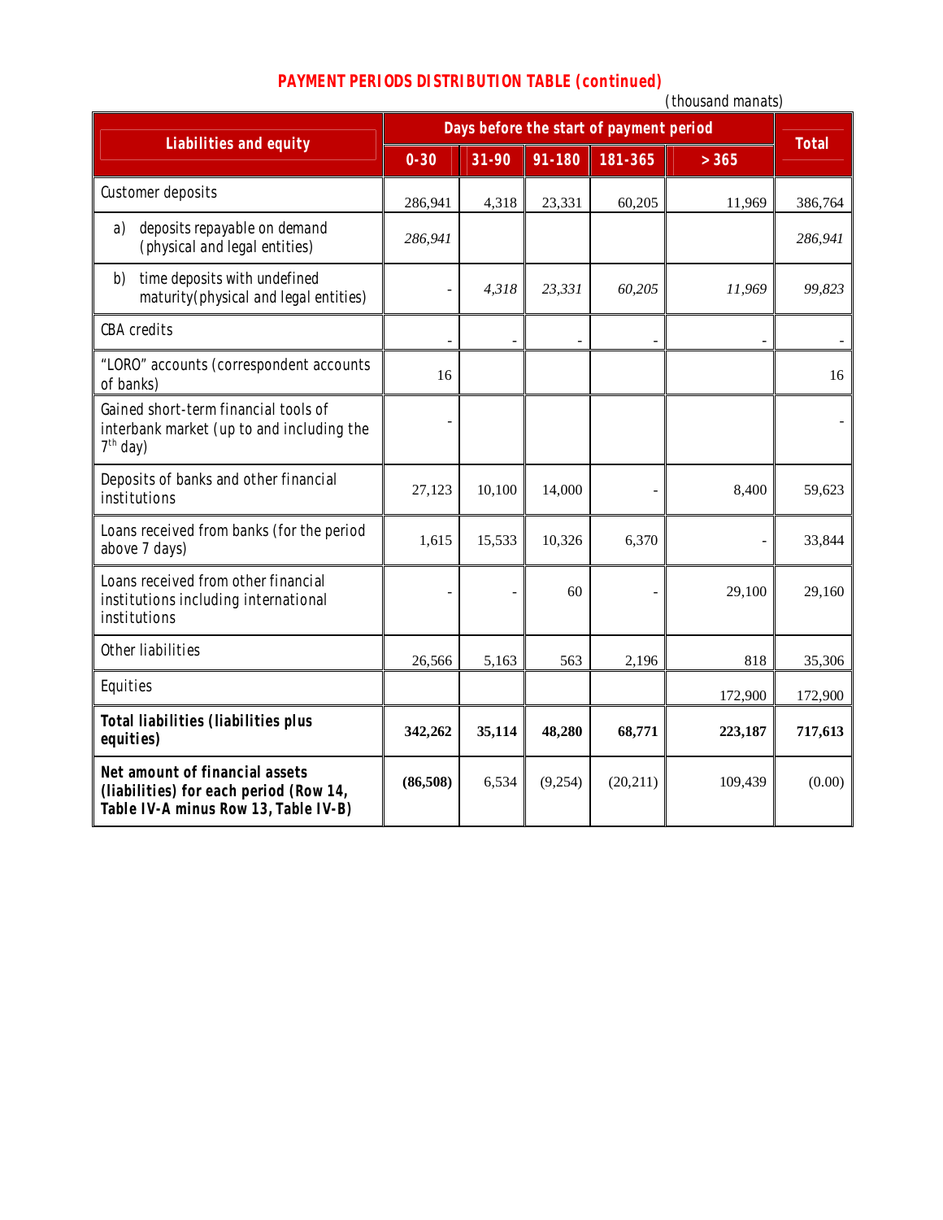## PAYMENT PERIODS DISTRIBUTION TABLE (continued)

(thousand manats)

| Liabilities and equity | Days before the start of payment period | | | | | Total |
|---|---|---|---|---|---|---|
| | 0-30 | 31-90 | 91-180 | 181-365 | > 365 | |
| Customer deposits | 286,941 | 4,318 | 23,331 | 60,205 | 11,969 | 386,764 |
| a) deposits repayable on demand (physical and legal entities) | *286,941* | | | | | *286,941* |
| b) time deposits with undefined maturity(physical and legal entities) | - | *4,318* | *23,331* | *60,205* | *11,969* | *99,823* |
| CBA credits | - | - | - | - | - | - |
| "LORO" accounts (correspondent accounts of banks) | 16 | | | | | 16 |
| Gained short-term financial tools of interbank market (up to and including the 7th day) | - | | | | | - |
| Deposits of banks and other financial institutions | 27,123 | 10,100 | 14,000 | - | 8,400 | 59,623 |
| Loans received from banks (for the period above 7 days) | 1,615 | 15,533 | 10,326 | 6,370 | - | 33,844 |
| Loans received from other financial institutions including international institutions | - | - | 60 | - | 29,100 | 29,160 |
| Other liabilities | 26,566 | 5,163 | 563 | 2,196 | 818 | 35,306 |
| Equities | | | | | 172,900 | 172,900 |
| **Total liabilities (liabilities plus equities)** | **342,262** | **35,114** | **48,280** | **68,771** | **223,187** | **717,613** |
| **Net amount of financial assets (liabilities) for each period (Row 14, Table IV-A minus Row 13, Table IV-B)** | **(86,508)** | 6,534 | (9,254) | (20,211) | 109,439 | (0.00) |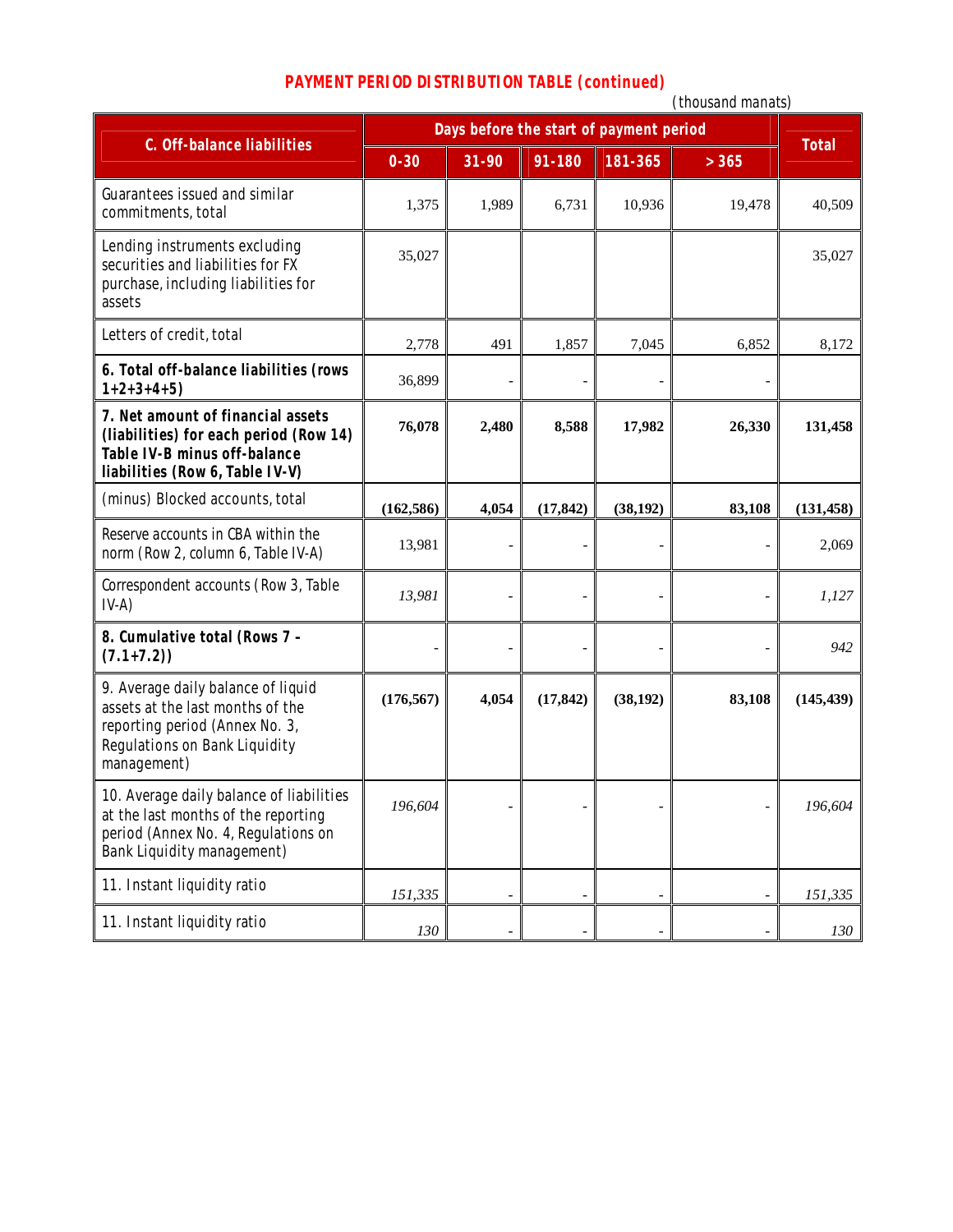## PAYMENT PERIOD DISTRIBUTION TABLE (continued)

(thousand manats)

| C. Off-balance liabilities | Days before the start of payment period | | | | | Total |
|---|---|---|---|---|---|---|
| | 0-30 | 31-90 | 91-180 | 181-365 | > 365 | |
| Guarantees issued and similar commitments, total | 1,375 | 1,989 | 6,731 | 10,936 | 19,478 | 40,509 |
| Lending instruments excluding securities and liabilities for FX purchase, including liabilities for assets | 35,027 | | | | | 35,027 |
| Letters of credit, total | 2,778 | 491 | 1,857 | 7,045 | 6,852 | 8,172 |
| **6. Total off-balance liabilities (rows 1+2+3+4+5)** | 36,899 | - | - | - | - | |
| **7. Net amount of financial assets (liabilities) for each period (Row 14) Table IV-B minus off-balance liabilities (Row 6, Table IV-V)** | **76,078** | **2,480** | **8,588** | **17,982** | **26,330** | **131,458** |
| (minus) Blocked accounts, total | **(162,586)** | **4,054** | **(17,842)** | **(38,192)** | **83,108** | **(131,458)** |
| Reserve accounts in CBA within the norm (Row 2, column 6, Table IV-A) | 13,981 | - | - | - | - | 2,069 |
| Correspondent accounts (Row 3, Table IV-A) | *13,981* | - | - | - | - | *1,127* |
| **8. Cumulative total (Rows 7 - (7.1+7.2))** | - | - | - | - | - | *942* |
| 9. Average daily balance of liquid assets at the last months of the reporting period (Annex No. 3, Regulations on Bank Liquidity management) | **(176,567)** | **4,054** | **(17,842)** | **(38,192)** | **83,108** | **(145,439)** |
| 10. Average daily balance of liabilities at the last months of the reporting period (Annex No. 4, Regulations on Bank Liquidity management) | *196,604* | - | - | - | - | *196,604* |
| 11. Instant liquidity ratio | *151,335* | - | - | - | - | *151,335* |
| 11. Instant liquidity ratio | *130* | - | - | - | - | *130* |